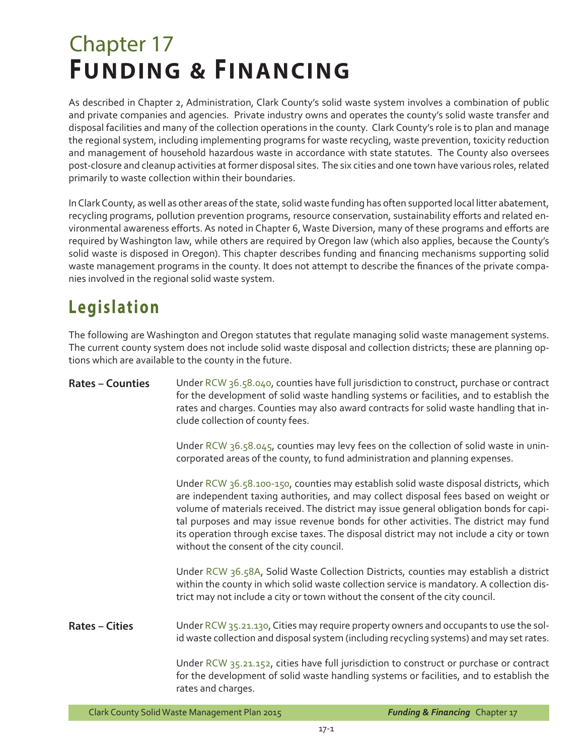# Chapter 17
# Funding & Financing

As described in Chapter 2, Administration, Clark County's solid waste system involves a combination of public and private companies and agencies. Private industry owns and operates the county's solid waste transfer and disposal facilities and many of the collection operations in the county. Clark County's role is to plan and manage the regional system, including implementing programs for waste recycling, waste prevention, toxicity reduction and management of household hazardous waste in accordance with state statutes. The County also oversees post-closure and cleanup activities at former disposal sites. The six cities and one town have various roles, related primarily to waste collection within their boundaries.

In Clark County, as well as other areas of the state, solid waste funding has often supported local litter abatement, recycling programs, pollution prevention programs, resource conservation, sustainability efforts and related environmental awareness efforts. As noted in Chapter 6, Waste Diversion, many of these programs and efforts are required by Washington law, while others are required by Oregon law (which also applies, because the County's solid waste is disposed in Oregon). This chapter describes funding and financing mechanisms supporting solid waste management programs in the county. It does not attempt to describe the finances of the private companies involved in the regional solid waste system.

## Legislation

The following are Washington and Oregon statutes that regulate managing solid waste management systems. The current county system does not include solid waste disposal and collection districts; these are planning options which are available to the county in the future.

**Rates – Counties**

Under RCW 36.58.040, counties have full jurisdiction to construct, purchase or contract for the development of solid waste handling systems or facilities, and to establish the rates and charges. Counties may also award contracts for solid waste handling that include collection of county fees.

Under RCW 36.58.045, counties may levy fees on the collection of solid waste in unincorporated areas of the county, to fund administration and planning expenses.

Under RCW 36.58.100-150, counties may establish solid waste disposal districts, which are independent taxing authorities, and may collect disposal fees based on weight or volume of materials received. The district may issue general obligation bonds for capital purposes and may issue revenue bonds for other activities. The district may fund its operation through excise taxes. The disposal district may not include a city or town without the consent of the city council.

Under RCW 36.58A, Solid Waste Collection Districts, counties may establish a district within the county in which solid waste collection service is mandatory. A collection district may not include a city or town without the consent of the city council.

**Rates – Cities**

Under RCW 35.21.130, Cities may require property owners and occupants to use the solid waste collection and disposal system (including recycling systems) and may set rates.

Under RCW 35.21.152, cities have full jurisdiction to construct or purchase or contract for the development of solid waste handling systems or facilities, and to establish the rates and charges.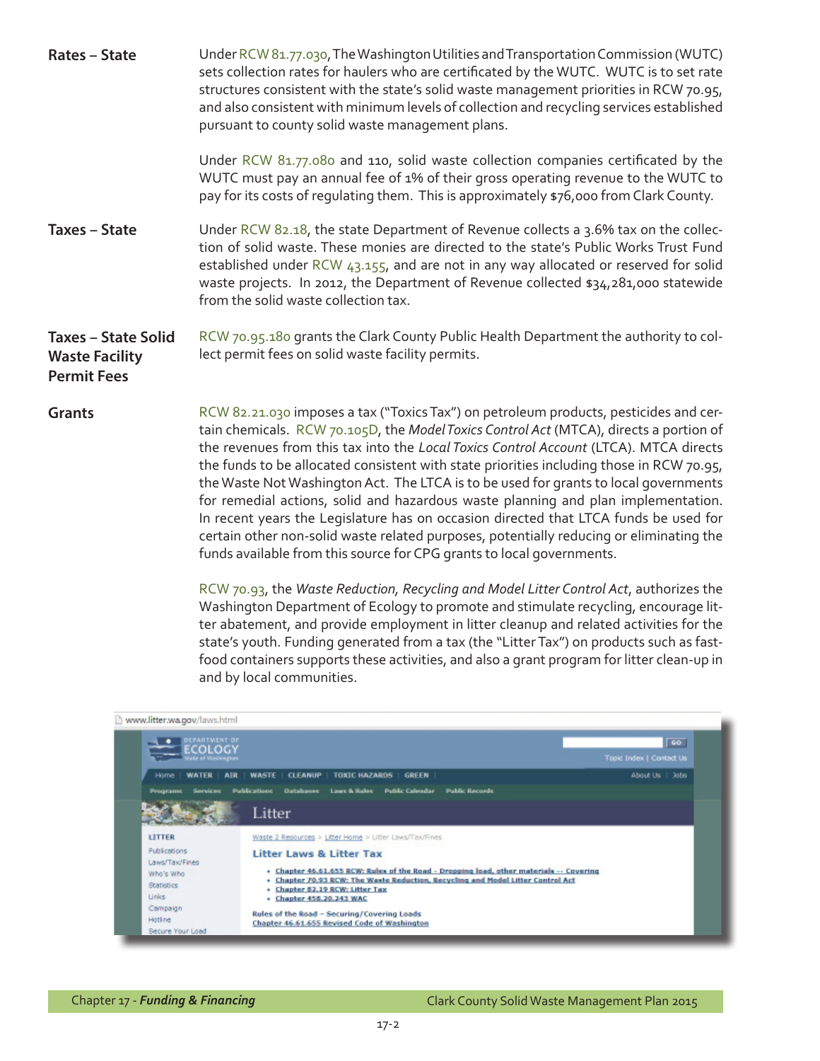**Rates – State**

Under RCW 81.77.030, The Washington Utilities and Transportation Commission (WUTC) sets collection rates for haulers who are certificated by the WUTC. WUTC is to set rate structures consistent with the state's solid waste management priorities in RCW 70.95, and also consistent with minimum levels of collection and recycling services established pursuant to county solid waste management plans.

Under RCW 81.77.080 and 110, solid waste collection companies certificated by the WUTC must pay an annual fee of 1% of their gross operating revenue to the WUTC to pay for its costs of regulating them. This is approximately $76,000 from Clark County.

**Taxes – State**

Under RCW 82.18, the state Department of Revenue collects a 3.6% tax on the collection of solid waste. These monies are directed to the state's Public Works Trust Fund established under RCW 43.155, and are not in any way allocated or reserved for solid waste projects. In 2012, the Department of Revenue collected $34,281,000 statewide from the solid waste collection tax.

**Taxes – State Solid Waste Facility Permit Fees**

RCW 70.95.180 grants the Clark County Public Health Department the authority to collect permit fees on solid waste facility permits.

**Grants**

RCW 82.21.030 imposes a tax ("Toxics Tax") on petroleum products, pesticides and certain chemicals. RCW 70.105D, the *Model Toxics Control Act* (MTCA), directs a portion of the revenues from this tax into the *Local Toxics Control Account* (LTCA). MTCA directs the funds to be allocated consistent with state priorities including those in RCW 70.95, the Waste Not Washington Act. The LTCA is to be used for grants to local governments for remedial actions, solid and hazardous waste planning and plan implementation. In recent years the Legislature has on occasion directed that LTCA funds be used for certain other non-solid waste related purposes, potentially reducing or eliminating the funds available from this source for CPG grants to local governments.

RCW 70.93, the *Waste Reduction, Recycling and Model Litter Control Act*, authorizes the Washington Department of Ecology to promote and stimulate recycling, encourage litter abatement, and provide employment in litter cleanup and related activities for the state's youth. Funding generated from a tax (the "Litter Tax") on products such as fast-food containers supports these activities, and also a grant program for litter clean-up in and by local communities.

www.litter.wa.gov/laws.html

**Litter Laws & Litter Tax**

- Chapter 46.61.655 RCW: Rules of the Road - Dropping load, other materials -- Covering
- Chapter 70.93 RCW: The Waste Reduction, Recycling and Model Litter Control Act
- Chapter 82.19 RCW: Litter Tax
- Chapter 458.20.243 WAC

Rules of the Road – Securing/Covering Loads
Chapter 46.61.655 Revised Code of Washington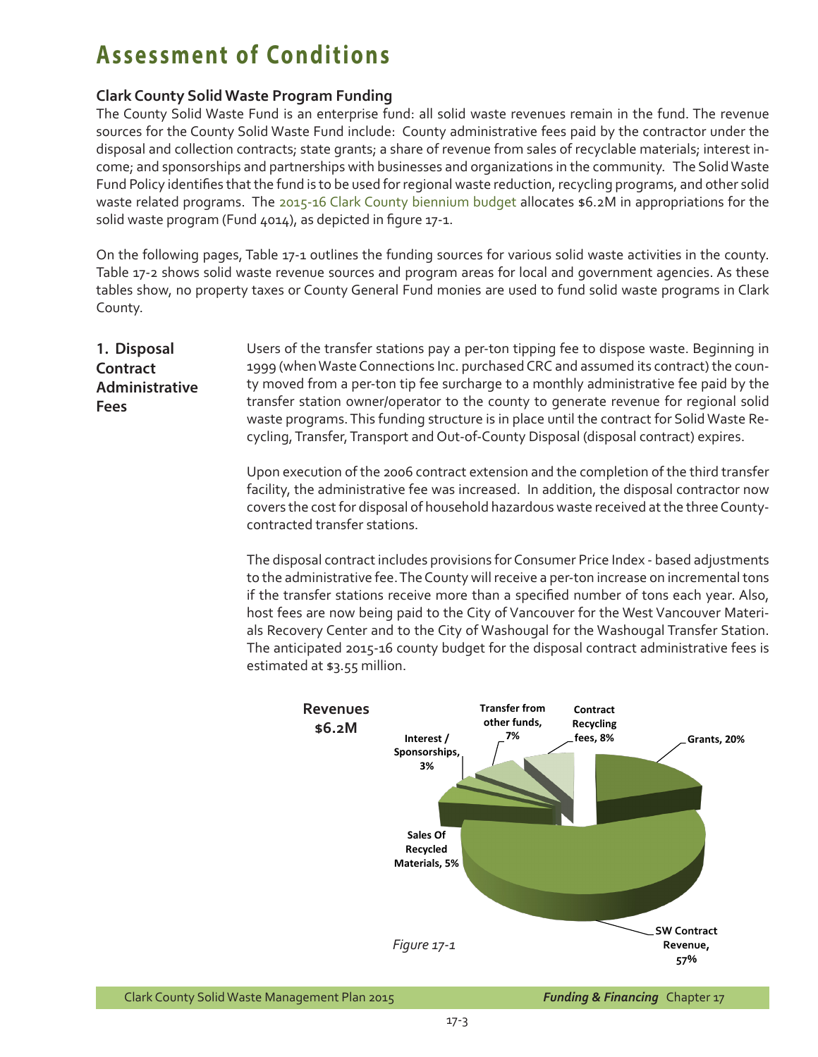# Assessment of Conditions

### Clark County Solid Waste Program Funding

The County Solid Waste Fund is an enterprise fund: all solid waste revenues remain in the fund. The revenue sources for the County Solid Waste Fund include: County administrative fees paid by the contractor under the disposal and collection contracts; state grants; a share of revenue from sales of recyclable materials; interest income; and sponsorships and partnerships with businesses and organizations in the community. The Solid Waste Fund Policy identifies that the fund is to be used for regional waste reduction, recycling programs, and other solid waste related programs. The 2015-16 Clark County biennium budget allocates $6.2M in appropriations for the solid waste program (Fund 4014), as depicted in figure 17-1.

On the following pages, Table 17-1 outlines the funding sources for various solid waste activities in the county. Table 17-2 shows solid waste revenue sources and program areas for local and government agencies. As these tables show, no property taxes or County General Fund monies are used to fund solid waste programs in Clark County.

#### 1. Disposal Contract Administrative Fees

Users of the transfer stations pay a per-ton tipping fee to dispose waste. Beginning in 1999 (when Waste Connections Inc. purchased CRC and assumed its contract) the county moved from a per-ton tip fee surcharge to a monthly administrative fee paid by the transfer station owner/operator to the county to generate revenue for regional solid waste programs. This funding structure is in place until the contract for Solid Waste Recycling, Transfer, Transport and Out-of-County Disposal (disposal contract) expires.

Upon execution of the 2006 contract extension and the completion of the third transfer facility, the administrative fee was increased. In addition, the disposal contractor now covers the cost for disposal of household hazardous waste received at the three County-contracted transfer stations.

The disposal contract includes provisions for Consumer Price Index - based adjustments to the administrative fee. The County will receive a per-ton increase on incremental tons if the transfer stations receive more than a specified number of tons each year. Also, host fees are now being paid to the City of Vancouver for the West Vancouver Materials Recovery Center and to the City of Washougal for the Washougal Transfer Station. The anticipated 2015-16 county budget for the disposal contract administrative fees is estimated at $3.55 million.

**Revenues $6.2M**

| Revenue Source | Percent |
|---|---|
| Grants | 20% |
| SW Contract Revenue | 57% |
| Sales Of Recycled Materials | 5% |
| Interest / Sponsorships | 3% |
| Transfer from other funds | 7% |
| Contract Recycling fees | 8% |

*Figure 17-1*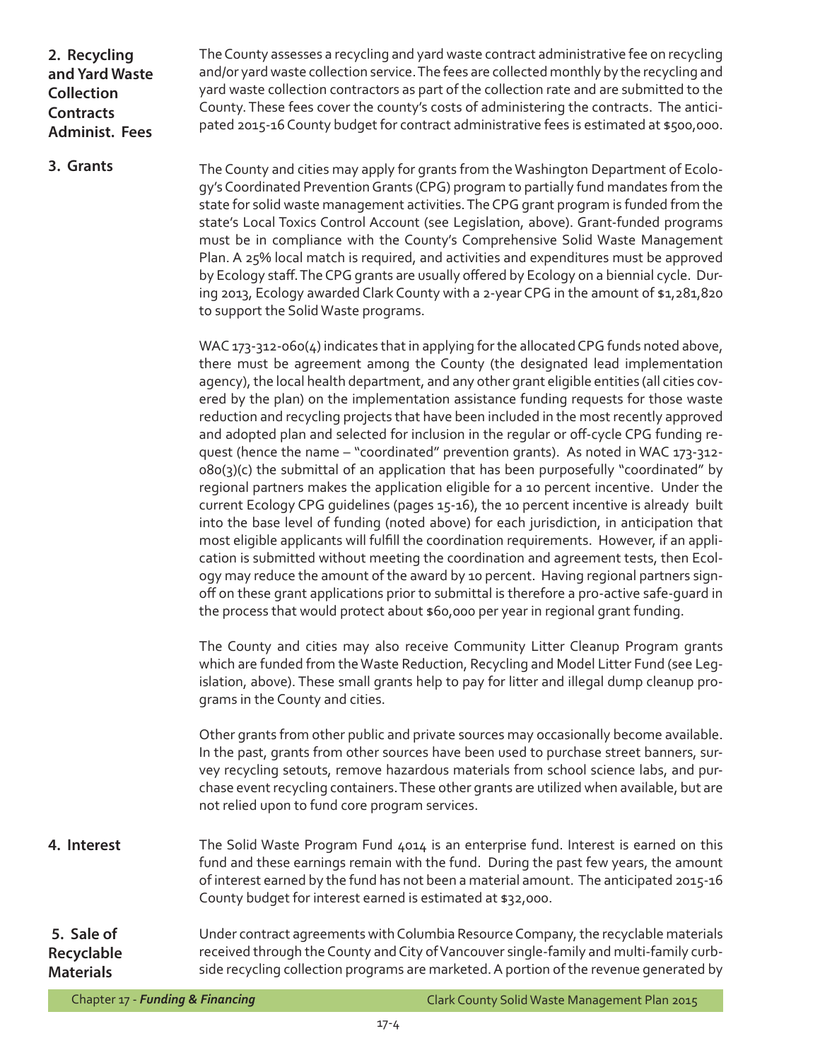### 2. Recycling and Yard Waste Collection Contracts Administ. Fees

The County assesses a recycling and yard waste contract administrative fee on recycling and/or yard waste collection service. The fees are collected monthly by the recycling and yard waste collection contractors as part of the collection rate and are submitted to the County. These fees cover the county's costs of administering the contracts. The anticipated 2015-16 County budget for contract administrative fees is estimated at $500,000.

### 3. Grants

The County and cities may apply for grants from the Washington Department of Ecology's Coordinated Prevention Grants (CPG) program to partially fund mandates from the state for solid waste management activities. The CPG grant program is funded from the state's Local Toxics Control Account (see Legislation, above). Grant-funded programs must be in compliance with the County's Comprehensive Solid Waste Management Plan. A 25% local match is required, and activities and expenditures must be approved by Ecology staff. The CPG grants are usually offered by Ecology on a biennial cycle. During 2013, Ecology awarded Clark County with a 2-year CPG in the amount of $1,281,820 to support the Solid Waste programs.

WAC 173-312-060(4) indicates that in applying for the allocated CPG funds noted above, there must be agreement among the County (the designated lead implementation agency), the local health department, and any other grant eligible entities (all cities covered by the plan) on the implementation assistance funding requests for those waste reduction and recycling projects that have been included in the most recently approved and adopted plan and selected for inclusion in the regular or off-cycle CPG funding request (hence the name – "coordinated" prevention grants). As noted in WAC 173-312-080(3)(c) the submittal of an application that has been purposefully "coordinated" by regional partners makes the application eligible for a 10 percent incentive. Under the current Ecology CPG guidelines (pages 15-16), the 10 percent incentive is already built into the base level of funding (noted above) for each jurisdiction, in anticipation that most eligible applicants will fulfill the coordination requirements. However, if an application is submitted without meeting the coordination and agreement tests, then Ecology may reduce the amount of the award by 10 percent. Having regional partners sign-off on these grant applications prior to submittal is therefore a pro-active safe-guard in the process that would protect about $60,000 per year in regional grant funding.

The County and cities may also receive Community Litter Cleanup Program grants which are funded from the Waste Reduction, Recycling and Model Litter Fund (see Legislation, above). These small grants help to pay for litter and illegal dump cleanup programs in the County and cities.

Other grants from other public and private sources may occasionally become available. In the past, grants from other sources have been used to purchase street banners, survey recycling setouts, remove hazardous materials from school science labs, and purchase event recycling containers. These other grants are utilized when available, but are not relied upon to fund core program services.

### 4. Interest

The Solid Waste Program Fund 4014 is an enterprise fund. Interest is earned on this fund and these earnings remain with the fund. During the past few years, the amount of interest earned by the fund has not been a material amount. The anticipated 2015-16 County budget for interest earned is estimated at $32,000.

### 5. Sale of Recyclable Materials

Under contract agreements with Columbia Resource Company, the recyclable materials received through the County and City of Vancouver single-family and multi-family curbside recycling collection programs are marketed. A portion of the revenue generated by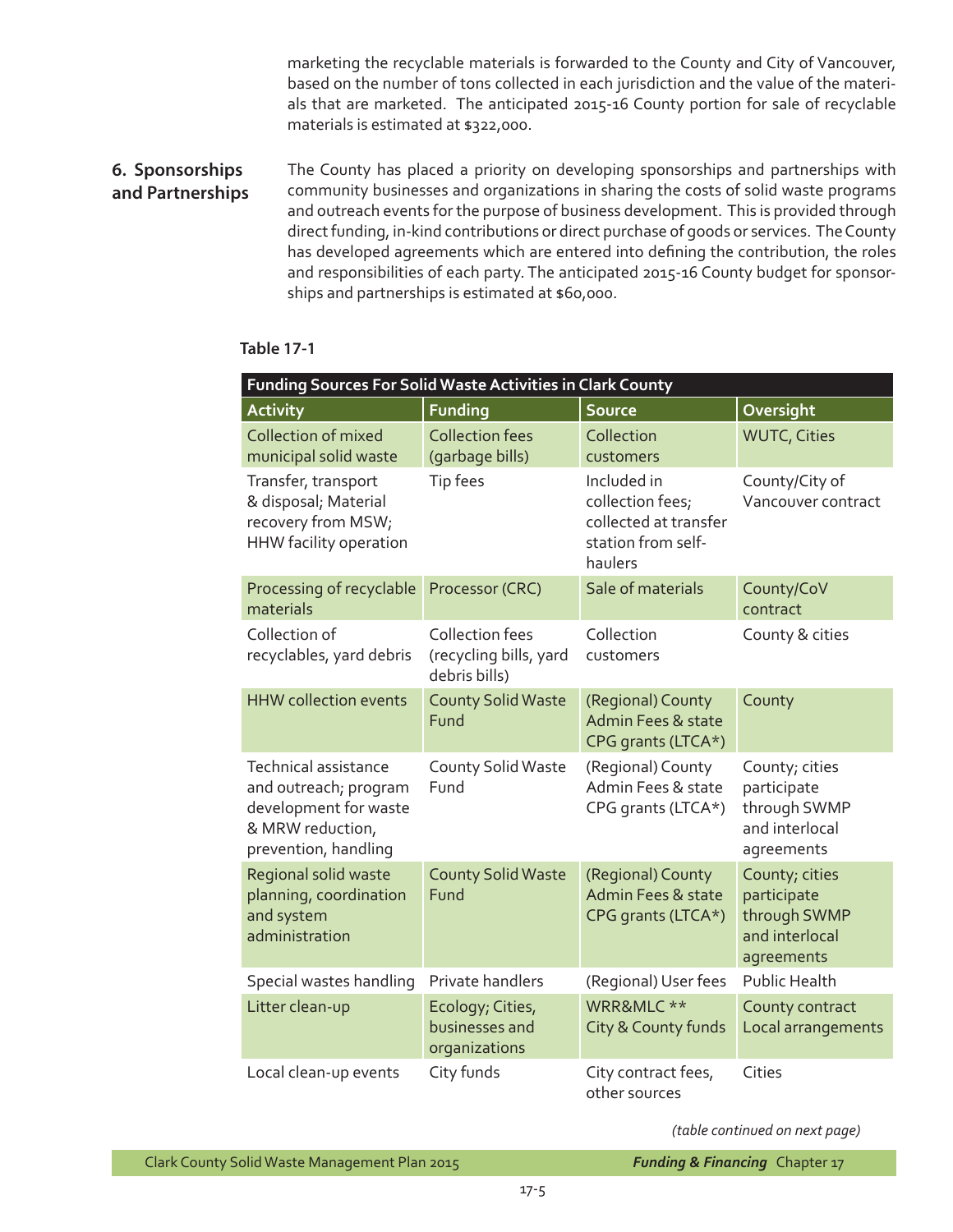marketing the recyclable materials is forwarded to the County and City of Vancouver, based on the number of tons collected in each jurisdiction and the value of the materials that are marketed. The anticipated 2015-16 County portion for sale of recyclable materials is estimated at $322,000.

### 6. Sponsorships and Partnerships

The County has placed a priority on developing sponsorships and partnerships with community businesses and organizations in sharing the costs of solid waste programs and outreach events for the purpose of business development. This is provided through direct funding, in-kind contributions or direct purchase of goods or services. The County has developed agreements which are entered into defining the contribution, the roles and responsibilities of each party. The anticipated 2015-16 County budget for sponsorships and partnerships is estimated at $60,000.

**Table 17-1**

| Funding Sources For Solid Waste Activities in Clark County | | | |
|---|---|---|---|
| **Activity** | **Funding** | **Source** | **Oversight** |
| Collection of mixed municipal solid waste | Collection fees (garbage bills) | Collection customers | WUTC, Cities |
| Transfer, transport & disposal; Material recovery from MSW; HHW facility operation | Tip fees | Included in collection fees; collected at transfer station from self-haulers | County/City of Vancouver contract |
| Processing of recyclable materials | Processor (CRC) | Sale of materials | County/CoV contract |
| Collection of recyclables, yard debris | Collection fees (recycling bills, yard debris bills) | Collection customers | County & cities |
| HHW collection events | County Solid Waste Fund | (Regional) County Admin Fees & state CPG grants (LTCA*) | County |
| Technical assistance and outreach; program development for waste & MRW reduction, prevention, handling | County Solid Waste Fund | (Regional) County Admin Fees & state CPG grants (LTCA*) | County; cities participate through SWMP and interlocal agreements |
| Regional solid waste planning, coordination and system administration | County Solid Waste Fund | (Regional) County Admin Fees & state CPG grants (LTCA*) | County; cities participate through SWMP and interlocal agreements |
| Special wastes handling | Private handlers | (Regional) User fees | Public Health |
| Litter clean-up | Ecology; Cities, businesses and organizations | WRR&MLC **<br>City & County funds | County contract<br>Local arrangements |
| Local clean-up events | City funds | City contract fees, other sources | Cities |

*(table continued on next page)*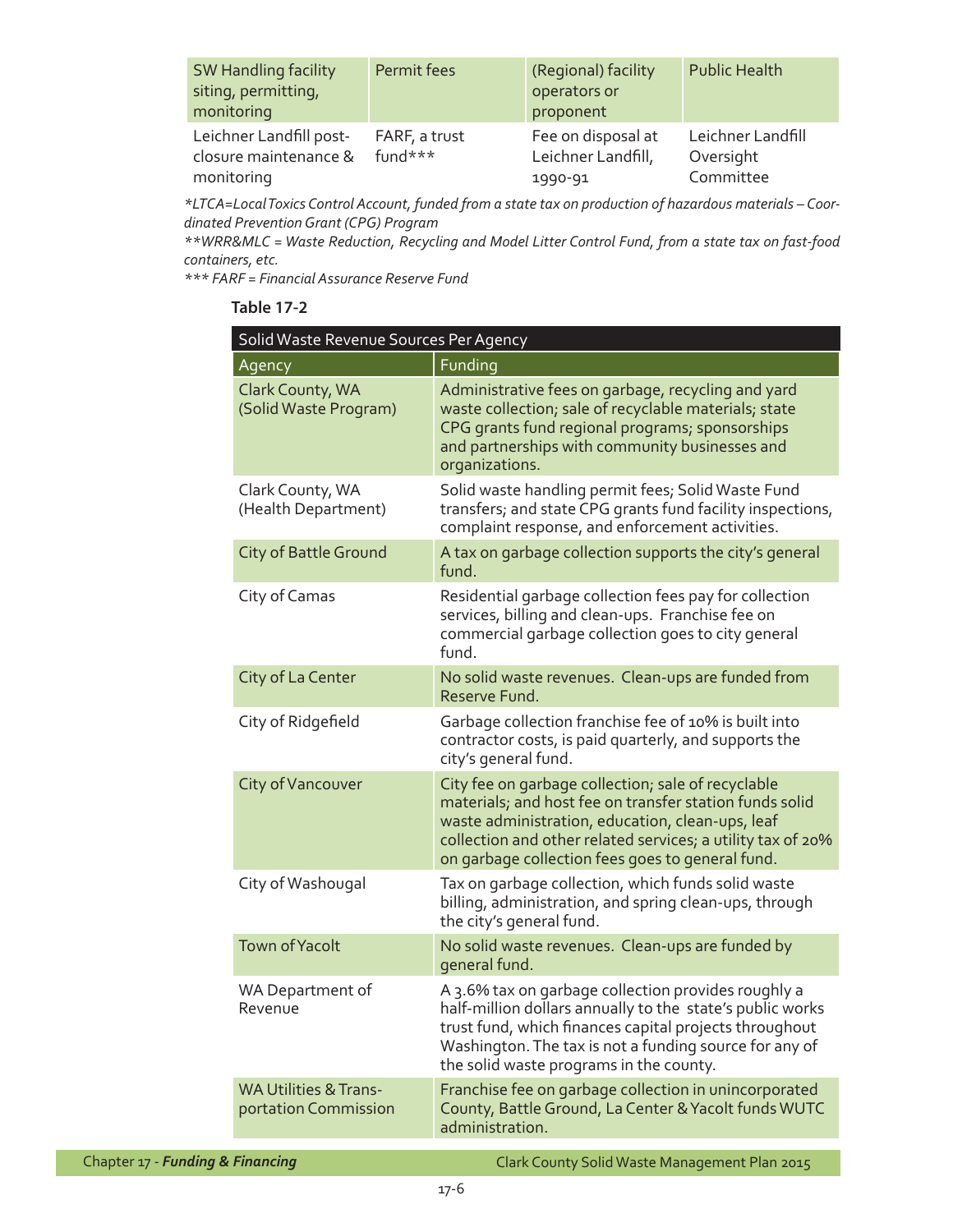| SW Handling facility siting, permitting, monitoring | Permit fees | (Regional) facility operators or proponent | Public Health |
|---|---|---|---|
| Leichner Landfill post-closure maintenance & monitoring | FARF, a trust fund*** | Fee on disposal at Leichner Landfill, 1990-91 | Leichner Landfill Oversight Committee |

*\*LTCA=Local Toxics Control Account, funded from a state tax on production of hazardous materials – Coordinated Prevention Grant (CPG) Program*

*\*\*WRR&MLC = Waste Reduction, Recycling and Model Litter Control Fund, from a state tax on fast-food containers, etc.*

*\*\*\* FARF = Financial Assurance Reserve Fund*

**Table 17-2**

| Solid Waste Revenue Sources Per Agency | |
|---|---|
| **Agency** | **Funding** |
| Clark County, WA (Solid Waste Program) | Administrative fees on garbage, recycling and yard waste collection; sale of recyclable materials; state CPG grants fund regional programs; sponsorships and partnerships with community businesses and organizations. |
| Clark County, WA (Health Department) | Solid waste handling permit fees; Solid Waste Fund transfers; and state CPG grants fund facility inspections, complaint response, and enforcement activities. |
| City of Battle Ground | A tax on garbage collection supports the city's general fund. |
| City of Camas | Residential garbage collection fees pay for collection services, billing and clean-ups. Franchise fee on commercial garbage collection goes to city general fund. |
| City of La Center | No solid waste revenues. Clean-ups are funded from Reserve Fund. |
| City of Ridgefield | Garbage collection franchise fee of 10% is built into contractor costs, is paid quarterly, and supports the city's general fund. |
| City of Vancouver | City fee on garbage collection; sale of recyclable materials; and host fee on transfer station funds solid waste administration, education, clean-ups, leaf collection and other related services; a utility tax of 20% on garbage collection fees goes to general fund. |
| City of Washougal | Tax on garbage collection, which funds solid waste billing, administration, and spring clean-ups, through the city's general fund. |
| Town of Yacolt | No solid waste revenues. Clean-ups are funded by general fund. |
| WA Department of Revenue | A 3.6% tax on garbage collection provides roughly a half-million dollars annually to the state's public works trust fund, which finances capital projects throughout Washington. The tax is not a funding source for any of the solid waste programs in the county. |
| WA Utilities & Transportation Commission | Franchise fee on garbage collection in unincorporated County, Battle Ground, La Center & Yacolt funds WUTC administration. |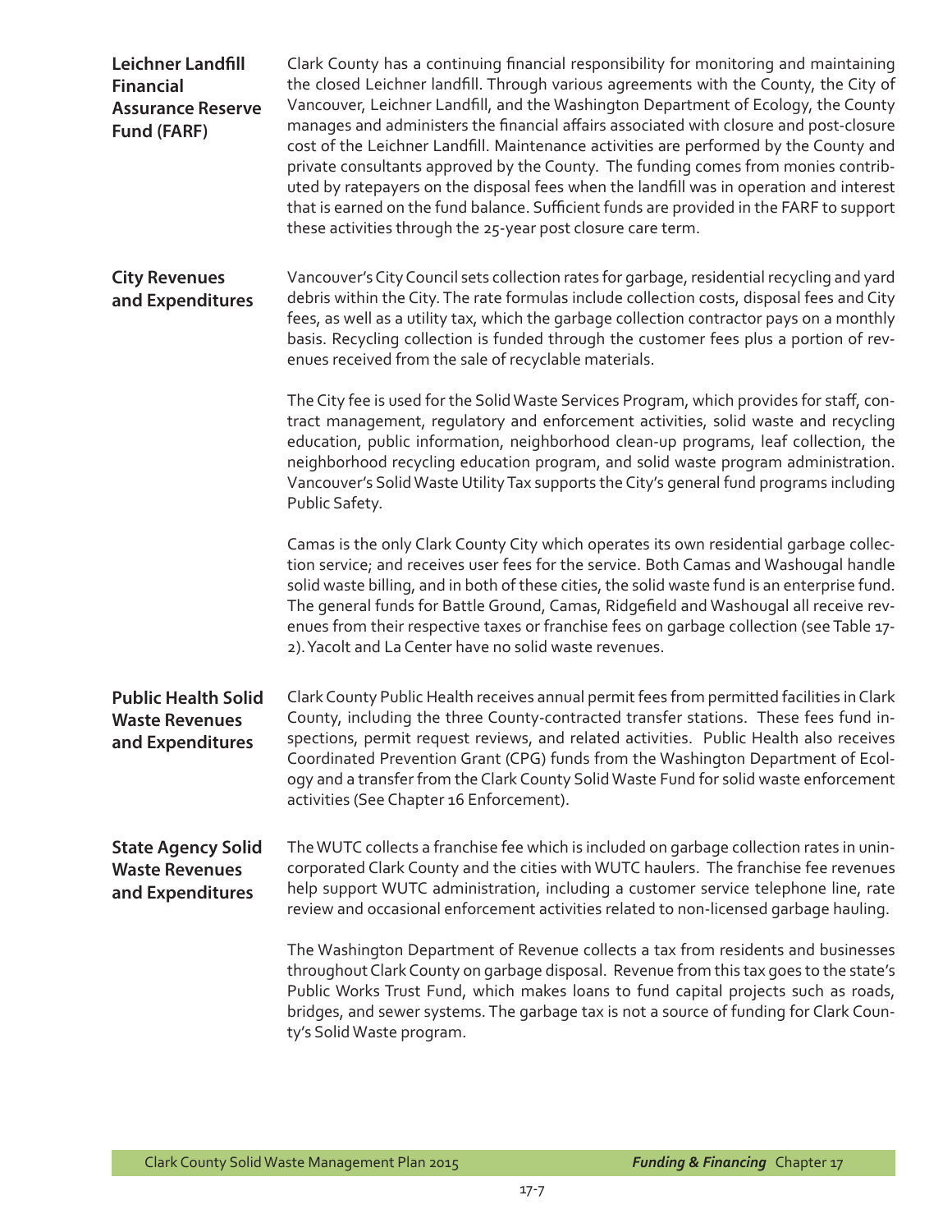### Leichner Landfill Financial Assurance Reserve Fund (FARF)

Clark County has a continuing financial responsibility for monitoring and maintaining the closed Leichner landfill. Through various agreements with the County, the City of Vancouver, Leichner Landfill, and the Washington Department of Ecology, the County manages and administers the financial affairs associated with closure and post-closure cost of the Leichner Landfill. Maintenance activities are performed by the County and private consultants approved by the County. The funding comes from monies contributed by ratepayers on the disposal fees when the landfill was in operation and interest that is earned on the fund balance. Sufficient funds are provided in the FARF to support these activities through the 25-year post closure care term.

### City Revenues and Expenditures

Vancouver's City Council sets collection rates for garbage, residential recycling and yard debris within the City. The rate formulas include collection costs, disposal fees and City fees, as well as a utility tax, which the garbage collection contractor pays on a monthly basis. Recycling collection is funded through the customer fees plus a portion of revenues received from the sale of recyclable materials.

The City fee is used for the Solid Waste Services Program, which provides for staff, contract management, regulatory and enforcement activities, solid waste and recycling education, public information, neighborhood clean-up programs, leaf collection, the neighborhood recycling education program, and solid waste program administration. Vancouver's Solid Waste Utility Tax supports the City's general fund programs including Public Safety.

Camas is the only Clark County City which operates its own residential garbage collection service; and receives user fees for the service. Both Camas and Washougal handle solid waste billing, and in both of these cities, the solid waste fund is an enterprise fund. The general funds for Battle Ground, Camas, Ridgefield and Washougal all receive revenues from their respective taxes or franchise fees on garbage collection (see Table 17-2). Yacolt and La Center have no solid waste revenues.

### Public Health Solid Waste Revenues and Expenditures

Clark County Public Health receives annual permit fees from permitted facilities in Clark County, including the three County-contracted transfer stations. These fees fund inspections, permit request reviews, and related activities. Public Health also receives Coordinated Prevention Grant (CPG) funds from the Washington Department of Ecology and a transfer from the Clark County Solid Waste Fund for solid waste enforcement activities (See Chapter 16 Enforcement).

### State Agency Solid Waste Revenues and Expenditures

The WUTC collects a franchise fee which is included on garbage collection rates in unincorporated Clark County and the cities with WUTC haulers. The franchise fee revenues help support WUTC administration, including a customer service telephone line, rate review and occasional enforcement activities related to non-licensed garbage hauling.

The Washington Department of Revenue collects a tax from residents and businesses throughout Clark County on garbage disposal. Revenue from this tax goes to the state's Public Works Trust Fund, which makes loans to fund capital projects such as roads, bridges, and sewer systems. The garbage tax is not a source of funding for Clark County's Solid Waste program.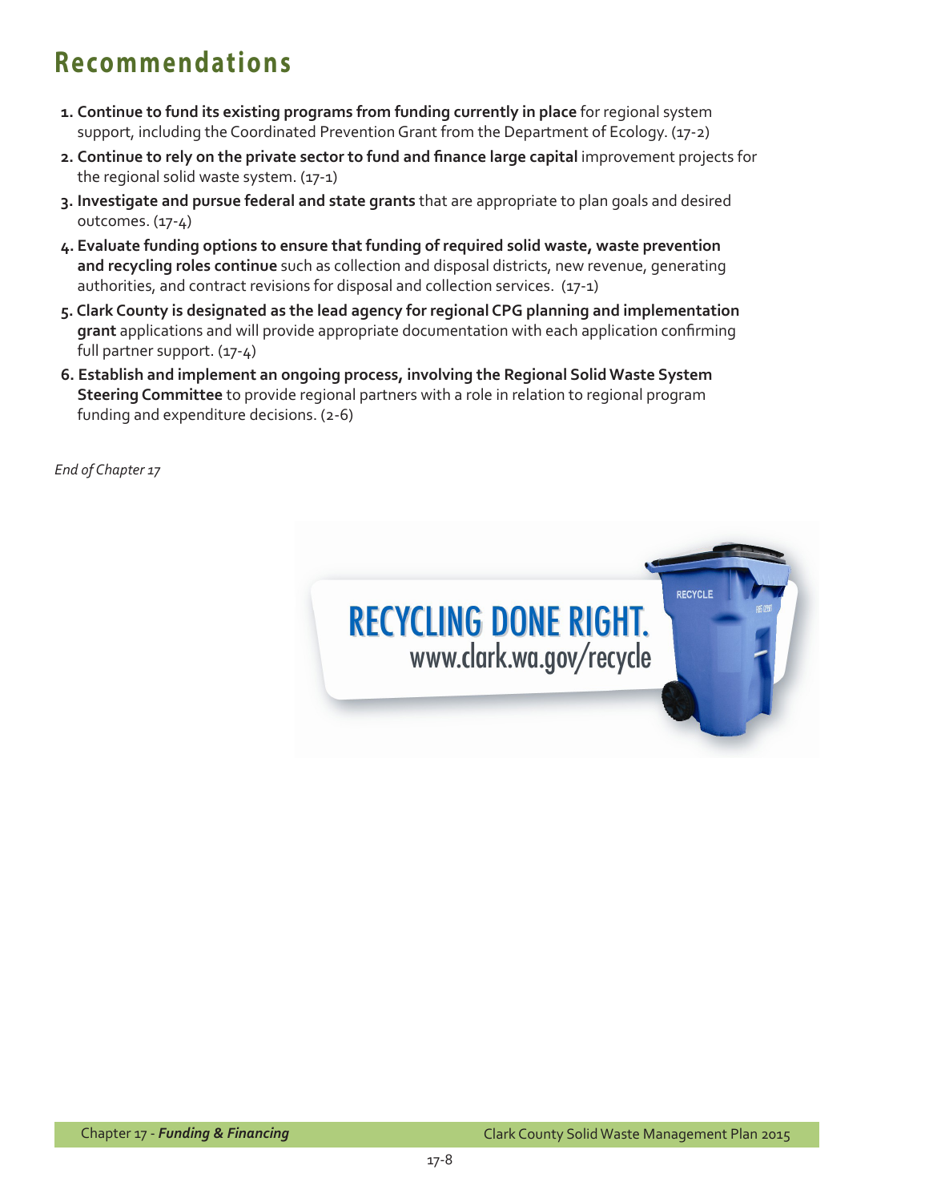## Recommendations

1. **Continue to fund its existing programs from funding currently in place** for regional system support, including the Coordinated Prevention Grant from the Department of Ecology. (17-2)
2. **Continue to rely on the private sector to fund and finance large capital** improvement projects for the regional solid waste system. (17-1)
3. **Investigate and pursue federal and state grants** that are appropriate to plan goals and desired outcomes. (17-4)
4. **Evaluate funding options to ensure that funding of required solid waste, waste prevention and recycling roles continue** such as collection and disposal districts, new revenue, generating authorities, and contract revisions for disposal and collection services. (17-1)
5. **Clark County is designated as the lead agency for regional CPG planning and implementation grant** applications and will provide appropriate documentation with each application confirming full partner support. (17-4)
6. **Establish and implement an ongoing process, involving the Regional Solid Waste System Steering Committee** to provide regional partners with a role in relation to regional program funding and expenditure decisions. (2-6)

*End of Chapter 17*

RECYCLING DONE RIGHT.
www.clark.wa.gov/recycle